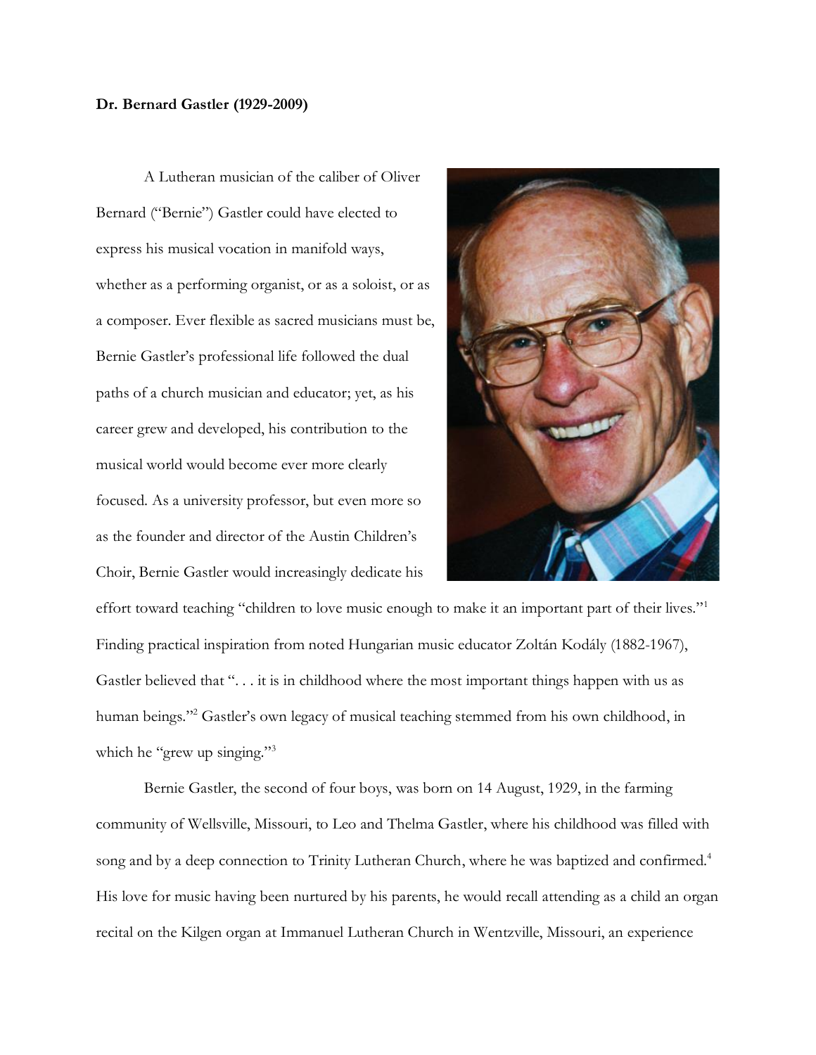**Dr. Bernard Gastler (1929-2009)**

A Lutheran musician of the caliber of Oliver Bernard ("Bernie") Gastler could have elected to express his musical vocation in manifold ways, whether as a performing organist, or as a soloist, or as a composer. Ever flexible as sacred musicians must be, Bernie Gastler's professional life followed the dual paths of a church musician and educator; yet, as his career grew and developed, his contribution to the musical world would become ever more clearly focused. As a university professor, but even more so as the founder and director of the Austin Children's Choir, Bernie Gastler would increasingly dedicate his effort toward teaching "children to love music enough to make it an important part of their lives."[1] Finding practical inspiration from noted Hungarian music educator Zoltán Kodály (1882-1967), Gastler believed that ". . . it is in childhood where the most important things happen with us as human beings."[2] Gastler's own legacy of musical teaching stemmed from his own childhood, in which he "grew up singing."[3]

Bernie Gastler, the second of four boys, was born on 14 August, 1929, in the farming community of Wellsville, Missouri, to Leo and Thelma Gastler, where his childhood was filled with song and by a deep connection to Trinity Lutheran Church, where he was baptized and confirmed.[4] His love for music having been nurtured by his parents, he would recall attending as a child an organ recital on the Kilgen organ at Immanuel Lutheran Church in Wentzville, Missouri, an experience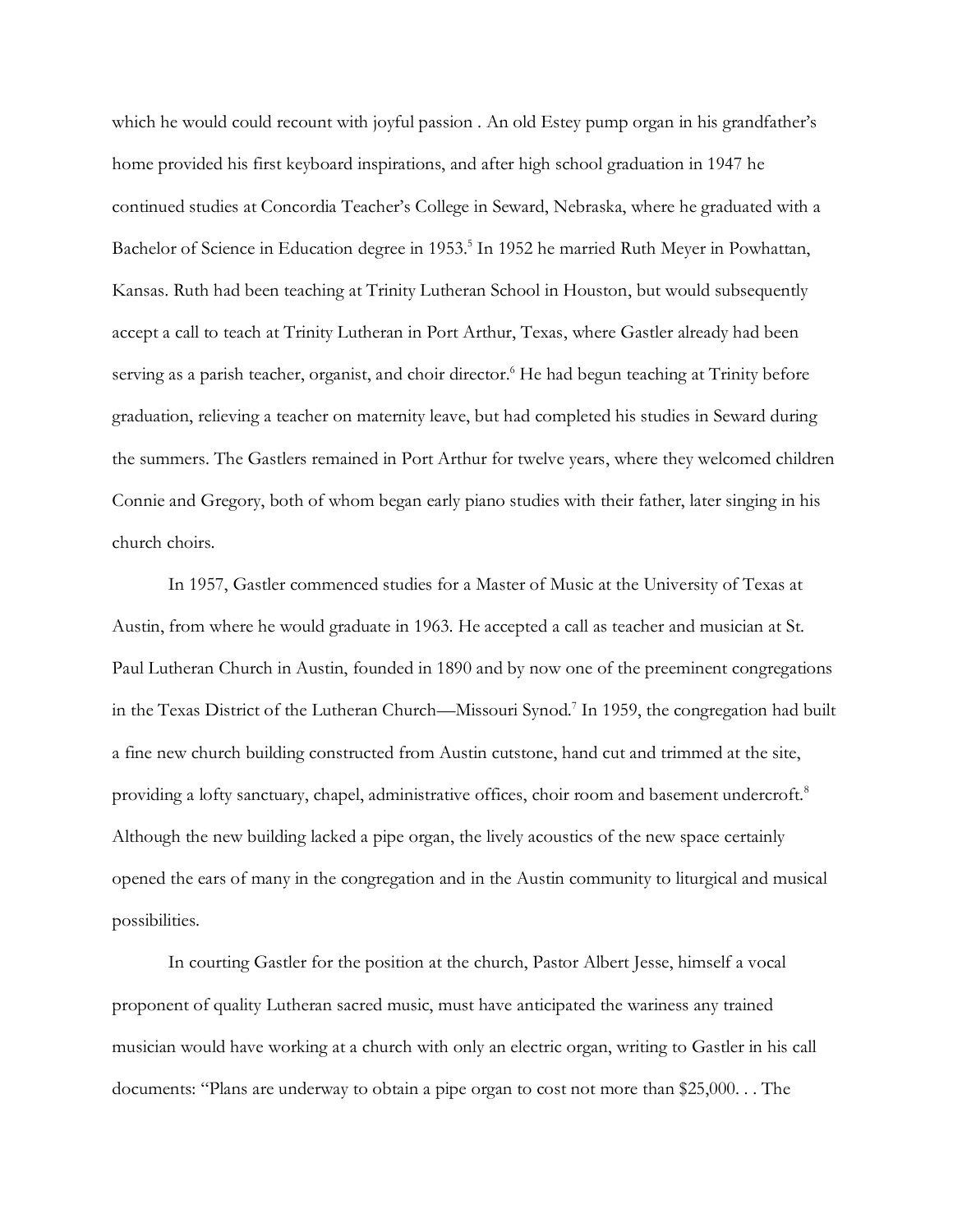which he would could recount with joyful passion . An old Estey pump organ in his grandfather's home provided his first keyboard inspirations, and after high school graduation in 1947 he continued studies at Concordia Teacher's College in Seward, Nebraska, where he graduated with a Bachelor of Science in Education degree in 1953.[5] In 1952 he married Ruth Meyer in Powhattan, Kansas. Ruth had been teaching at Trinity Lutheran School in Houston, but would subsequently accept a call to teach at Trinity Lutheran in Port Arthur, Texas, where Gastler already had been serving as a parish teacher, organist, and choir director.[6] He had begun teaching at Trinity before graduation, relieving a teacher on maternity leave, but had completed his studies in Seward during the summers. The Gastlers remained in Port Arthur for twelve years, where they welcomed children Connie and Gregory, both of whom began early piano studies with their father, later singing in his church choirs.

In 1957, Gastler commenced studies for a Master of Music at the University of Texas at Austin, from where he would graduate in 1963. He accepted a call as teacher and musician at St. Paul Lutheran Church in Austin, founded in 1890 and by now one of the preeminent congregations in the Texas District of the Lutheran Church—Missouri Synod.[7] In 1959, the congregation had built a fine new church building constructed from Austin cutstone, hand cut and trimmed at the site, providing a lofty sanctuary, chapel, administrative offices, choir room and basement undercroft.[8] Although the new building lacked a pipe organ, the lively acoustics of the new space certainly opened the ears of many in the congregation and in the Austin community to liturgical and musical possibilities.

In courting Gastler for the position at the church, Pastor Albert Jesse, himself a vocal proponent of quality Lutheran sacred music, must have anticipated the wariness any trained musician would have working at a church with only an electric organ, writing to Gastler in his call documents: "Plans are underway to obtain a pipe organ to cost not more than $25,000. . . The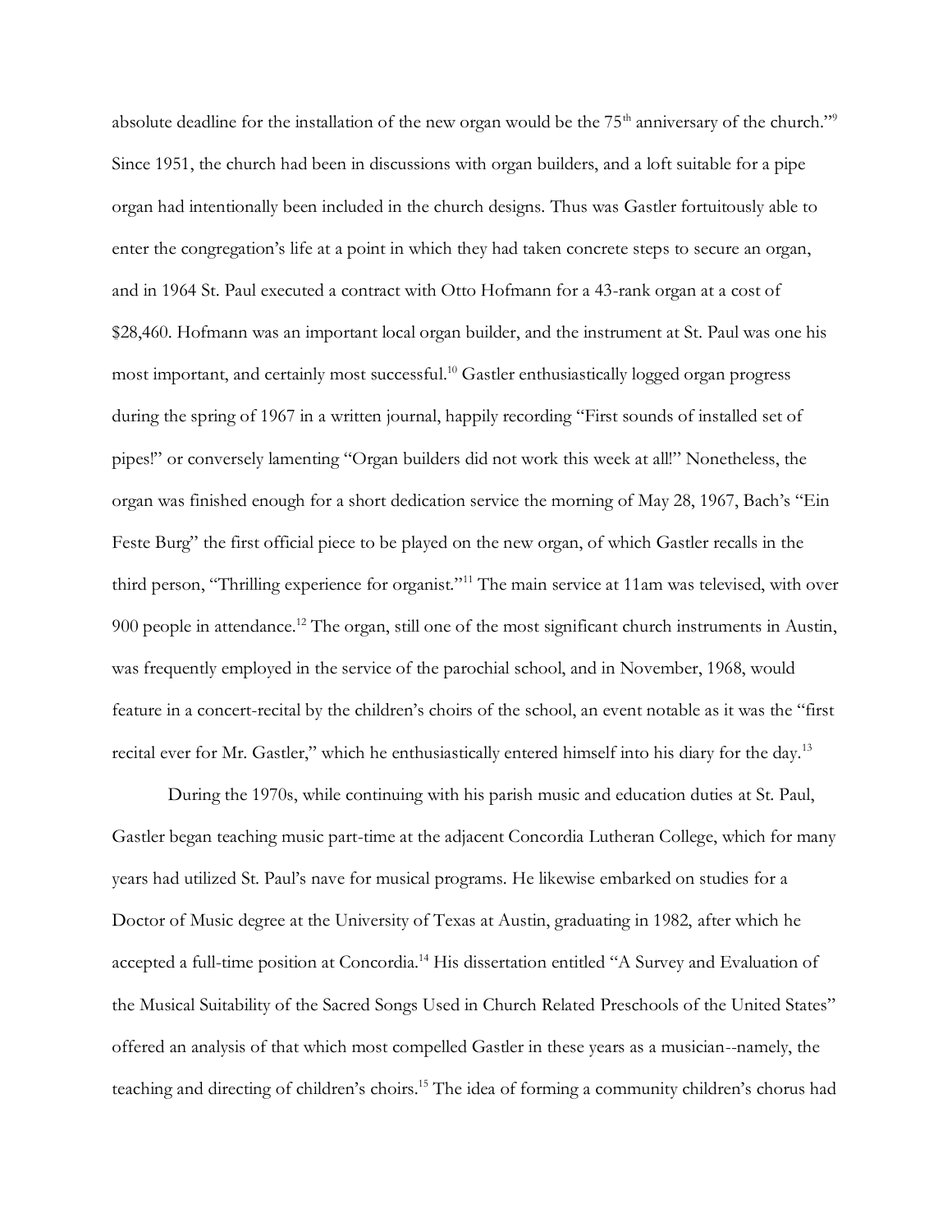absolute deadline for the installation of the new organ would be the 75th anniversary of the church."[9] Since 1951, the church had been in discussions with organ builders, and a loft suitable for a pipe organ had intentionally been included in the church designs. Thus was Gastler fortuitously able to enter the congregation's life at a point in which they had taken concrete steps to secure an organ, and in 1964 St. Paul executed a contract with Otto Hofmann for a 43-rank organ at a cost of $28,460. Hofmann was an important local organ builder, and the instrument at St. Paul was one his most important, and certainly most successful.[10] Gastler enthusiastically logged organ progress during the spring of 1967 in a written journal, happily recording "First sounds of installed set of pipes!" or conversely lamenting "Organ builders did not work this week at all!" Nonetheless, the organ was finished enough for a short dedication service the morning of May 28, 1967, Bach's "Ein Feste Burg" the first official piece to be played on the new organ, of which Gastler recalls in the third person, "Thrilling experience for organist."[11] The main service at 11am was televised, with over 900 people in attendance.[12] The organ, still one of the most significant church instruments in Austin, was frequently employed in the service of the parochial school, and in November, 1968, would feature in a concert-recital by the children's choirs of the school, an event notable as it was the "first recital ever for Mr. Gastler," which he enthusiastically entered himself into his diary for the day.[13]

During the 1970s, while continuing with his parish music and education duties at St. Paul, Gastler began teaching music part-time at the adjacent Concordia Lutheran College, which for many years had utilized St. Paul's nave for musical programs. He likewise embarked on studies for a Doctor of Music degree at the University of Texas at Austin, graduating in 1982, after which he accepted a full-time position at Concordia.[14] His dissertation entitled "A Survey and Evaluation of the Musical Suitability of the Sacred Songs Used in Church Related Preschools of the United States" offered an analysis of that which most compelled Gastler in these years as a musician--namely, the teaching and directing of children's choirs.[15] The idea of forming a community children's chorus had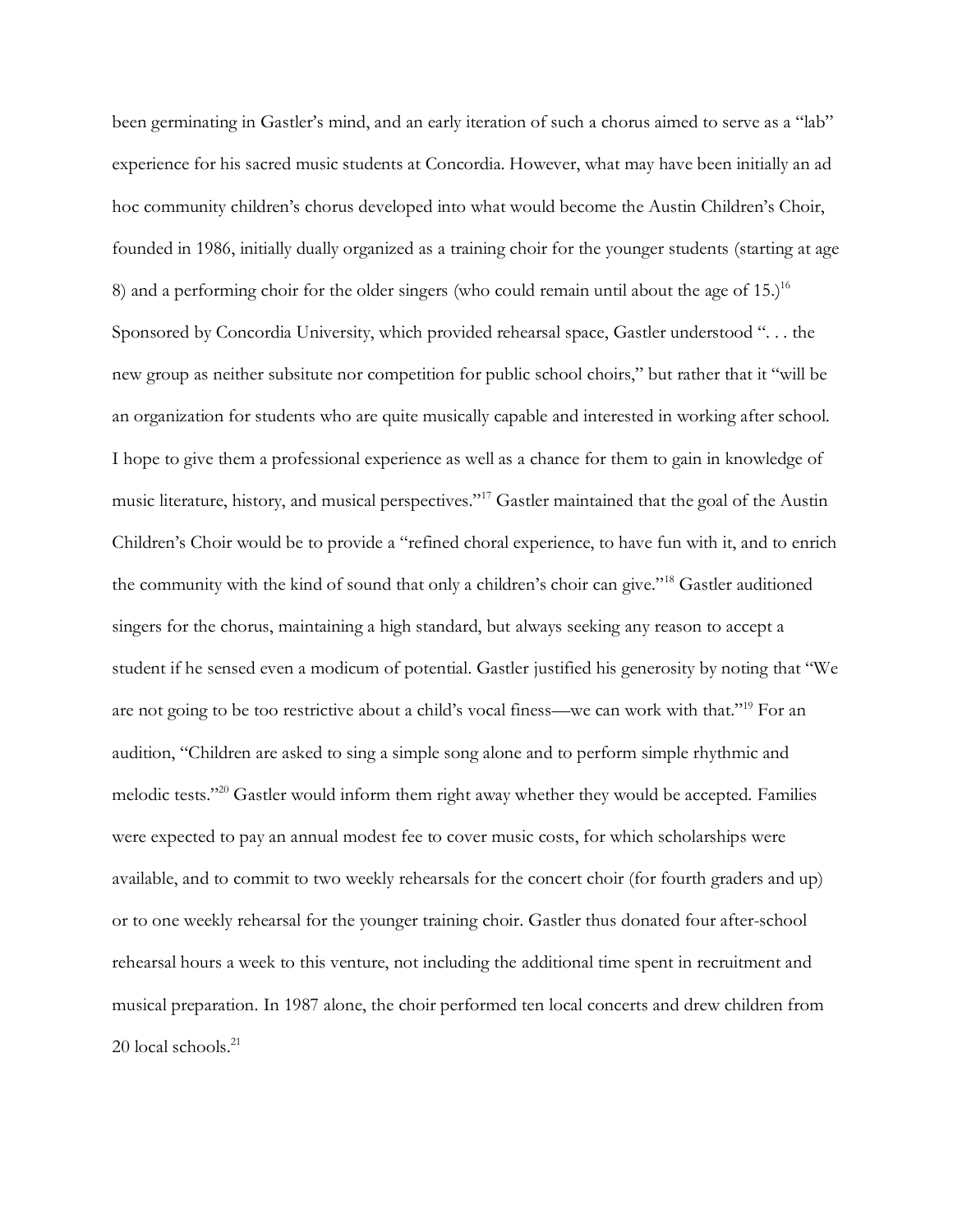been germinating in Gastler's mind, and an early iteration of such a chorus aimed to serve as a "lab" experience for his sacred music students at Concordia. However, what may have been initially an ad hoc community children's chorus developed into what would become the Austin Children's Choir, founded in 1986, initially dually organized as a training choir for the younger students (starting at age 8) and a performing choir for the older singers (who could remain until about the age of 15.)[16] Sponsored by Concordia University, which provided rehearsal space, Gastler understood ". . . the new group as neither subsitute nor competition for public school choirs," but rather that it "will be an organization for students who are quite musically capable and interested in working after school. I hope to give them a professional experience as well as a chance for them to gain in knowledge of music literature, history, and musical perspectives."[17] Gastler maintained that the goal of the Austin Children's Choir would be to provide a "refined choral experience, to have fun with it, and to enrich the community with the kind of sound that only a children's choir can give."[18] Gastler auditioned singers for the chorus, maintaining a high standard, but always seeking any reason to accept a student if he sensed even a modicum of potential. Gastler justified his generosity by noting that "We are not going to be too restrictive about a child's vocal finess—we can work with that."[19] For an audition, "Children are asked to sing a simple song alone and to perform simple rhythmic and melodic tests."[20] Gastler would inform them right away whether they would be accepted. Families were expected to pay an annual modest fee to cover music costs, for which scholarships were available, and to commit to two weekly rehearsals for the concert choir (for fourth graders and up) or to one weekly rehearsal for the younger training choir. Gastler thus donated four after-school rehearsal hours a week to this venture, not including the additional time spent in recruitment and musical preparation. In 1987 alone, the choir performed ten local concerts and drew children from 20 local schools.[21]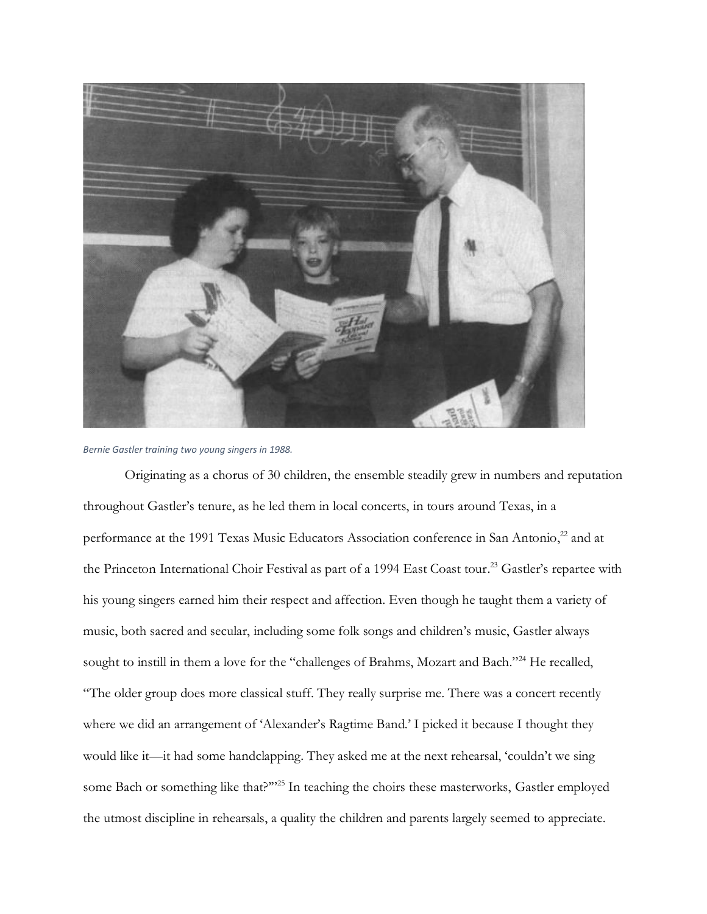*Bernie Gastler training two young singers in 1988.*

Originating as a chorus of 30 children, the ensemble steadily grew in numbers and reputation throughout Gastler's tenure, as he led them in local concerts, in tours around Texas, in a performance at the 1991 Texas Music Educators Association conference in San Antonio,[22] and at the Princeton International Choir Festival as part of a 1994 East Coast tour.[23] Gastler's repartee with his young singers earned him their respect and affection. Even though he taught them a variety of music, both sacred and secular, including some folk songs and children's music, Gastler always sought to instill in them a love for the "challenges of Brahms, Mozart and Bach."[24] He recalled, "The older group does more classical stuff. They really surprise me. There was a concert recently where we did an arrangement of 'Alexander's Ragtime Band.' I picked it because I thought they would like it—it had some handclapping. They asked me at the next rehearsal, 'couldn't we sing some Bach or something like that?'"[25] In teaching the choirs these masterworks, Gastler employed the utmost discipline in rehearsals, a quality the children and parents largely seemed to appreciate.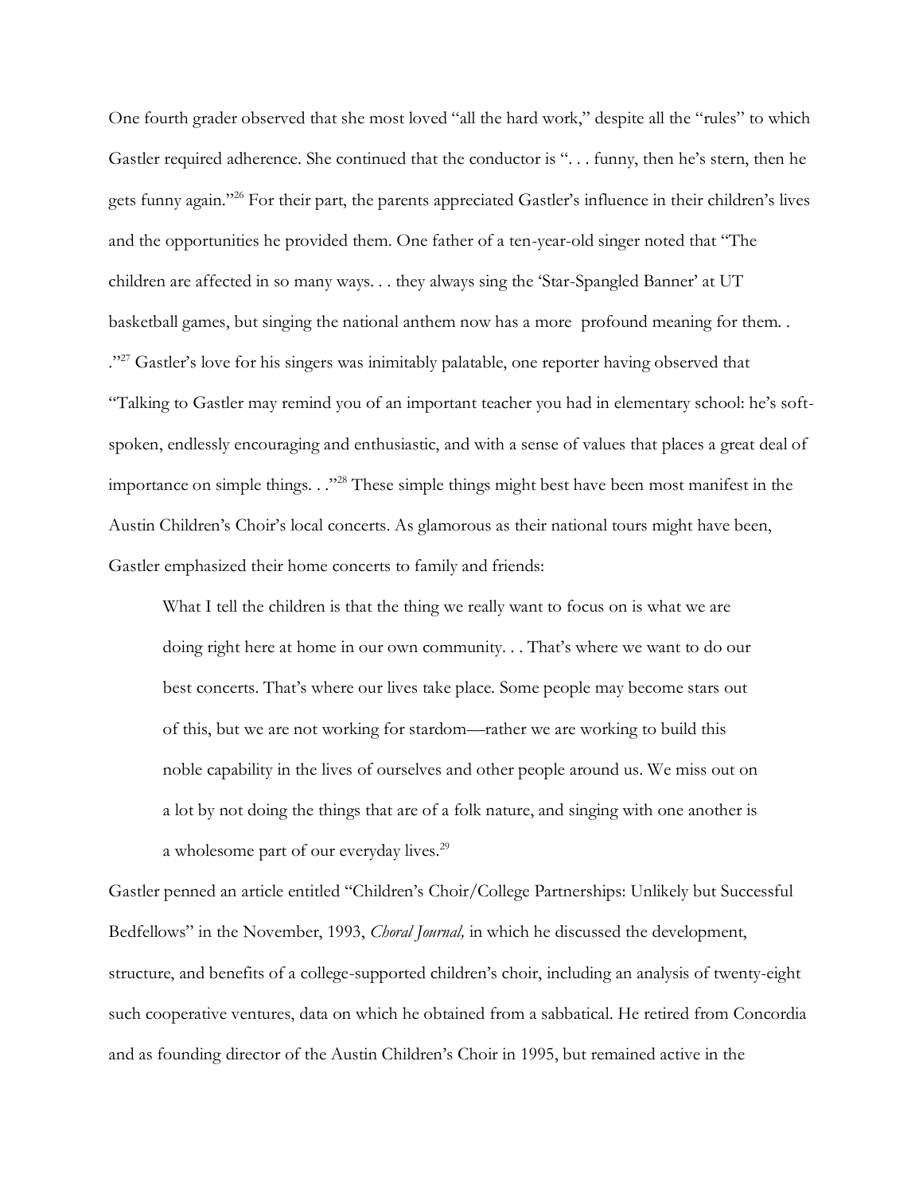One fourth grader observed that she most loved "all the hard work," despite all the "rules" to which Gastler required adherence. She continued that the conductor is ". . . funny, then he's stern, then he gets funny again."[26] For their part, the parents appreciated Gastler's influence in their children's lives and the opportunities he provided them. One father of a ten-year-old singer noted that "The children are affected in so many ways. . . they always sing the 'Star-Spangled Banner' at UT basketball games, but singing the national anthem now has a more profound meaning for them. . ."[27] Gastler's love for his singers was inimitably palatable, one reporter having observed that "Talking to Gastler may remind you of an important teacher you had in elementary school: he's soft-spoken, endlessly encouraging and enthusiastic, and with a sense of values that places a great deal of importance on simple things. . ."[28] These simple things might best have been most manifest in the Austin Children's Choir's local concerts. As glamorous as their national tours might have been, Gastler emphasized their home concerts to family and friends:

> What I tell the children is that the thing we really want to focus on is what we are doing right here at home in our own community. . . That's where we want to do our best concerts. That's where our lives take place. Some people may become stars out of this, but we are not working for stardom—rather we are working to build this noble capability in the lives of ourselves and other people around us. We miss out on a lot by not doing the things that are of a folk nature, and singing with one another is a wholesome part of our everyday lives.[29]

Gastler penned an article entitled "Children's Choir/College Partnerships: Unlikely but Successful Bedfellows" in the November, 1993, *Choral Journal,* in which he discussed the development, structure, and benefits of a college-supported children's choir, including an analysis of twenty-eight such cooperative ventures, data on which he obtained from a sabbatical. He retired from Concordia and as founding director of the Austin Children's Choir in 1995, but remained active in the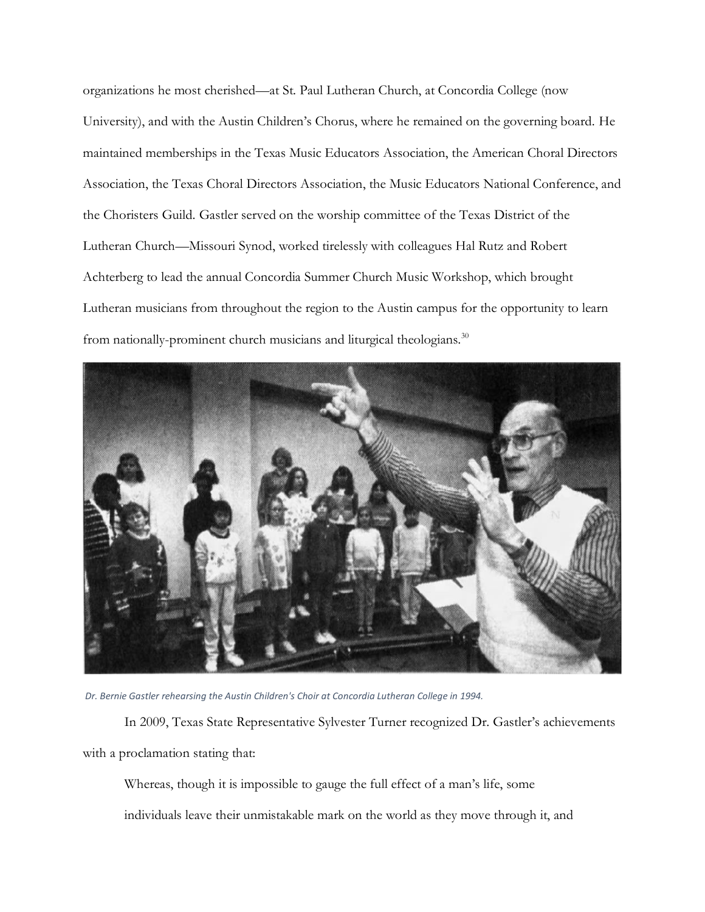organizations he most cherished—at St. Paul Lutheran Church, at Concordia College (now University), and with the Austin Children's Chorus, where he remained on the governing board. He maintained memberships in the Texas Music Educators Association, the American Choral Directors Association, the Texas Choral Directors Association, the Music Educators National Conference, and the Choristers Guild. Gastler served on the worship committee of the Texas District of the Lutheran Church—Missouri Synod, worked tirelessly with colleagues Hal Rutz and Robert Achterberg to lead the annual Concordia Summer Church Music Workshop, which brought Lutheran musicians from throughout the region to the Austin campus for the opportunity to learn from nationally-prominent church musicians and liturgical theologians.[30]

*Dr. Bernie Gastler rehearsing the Austin Children's Choir at Concordia Lutheran College in 1994.*

In 2009, Texas State Representative Sylvester Turner recognized Dr. Gastler's achievements with a proclamation stating that:

> Whereas, though it is impossible to gauge the full effect of a man's life, some individuals leave their unmistakable mark on the world as they move through it, and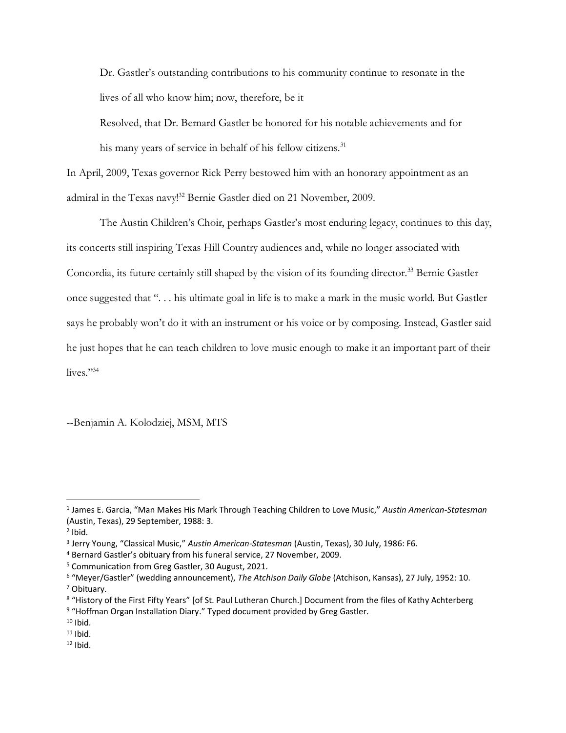> Dr. Gastler's outstanding contributions to his community continue to resonate in the lives of all who know him; now, therefore, be it
>
> Resolved, that Dr. Bernard Gastler be honored for his notable achievements and for his many years of service in behalf of his fellow citizens.[31]

In April, 2009, Texas governor Rick Perry bestowed him with an honorary appointment as an admiral in the Texas navy![32] Bernie Gastler died on 21 November, 2009.

The Austin Children's Choir, perhaps Gastler's most enduring legacy, continues to this day, its concerts still inspiring Texas Hill Country audiences and, while no longer associated with Concordia, its future certainly still shaped by the vision of its founding director.[33] Bernie Gastler once suggested that ". . . his ultimate goal in life is to make a mark in the music world. But Gastler says he probably won't do it with an instrument or his voice or by composing. Instead, Gastler said he just hopes that he can teach children to love music enough to make it an important part of their lives."[34]

--Benjamin A. Kolodziej, MSM, MTS

---

[1] James E. Garcia, "Man Makes His Mark Through Teaching Children to Love Music," *Austin American-Statesman* (Austin, Texas), 29 September, 1988: 3.

[2] Ibid.

[3] Jerry Young, "Classical Music," *Austin American-Statesman* (Austin, Texas), 30 July, 1986: F6.

[4] Bernard Gastler's obituary from his funeral service, 27 November, 2009.

[5] Communication from Greg Gastler, 30 August, 2021.

[6] "Meyer/Gastler" (wedding announcement), *The Atchison Daily Globe* (Atchison, Kansas), 27 July, 1952: 10.

[7] Obituary.

[8] "History of the First Fifty Years" [of St. Paul Lutheran Church.] Document from the files of Kathy Achterberg

[9] "Hoffman Organ Installation Diary." Typed document provided by Greg Gastler.

[10] Ibid.

[11] Ibid.

[12] Ibid.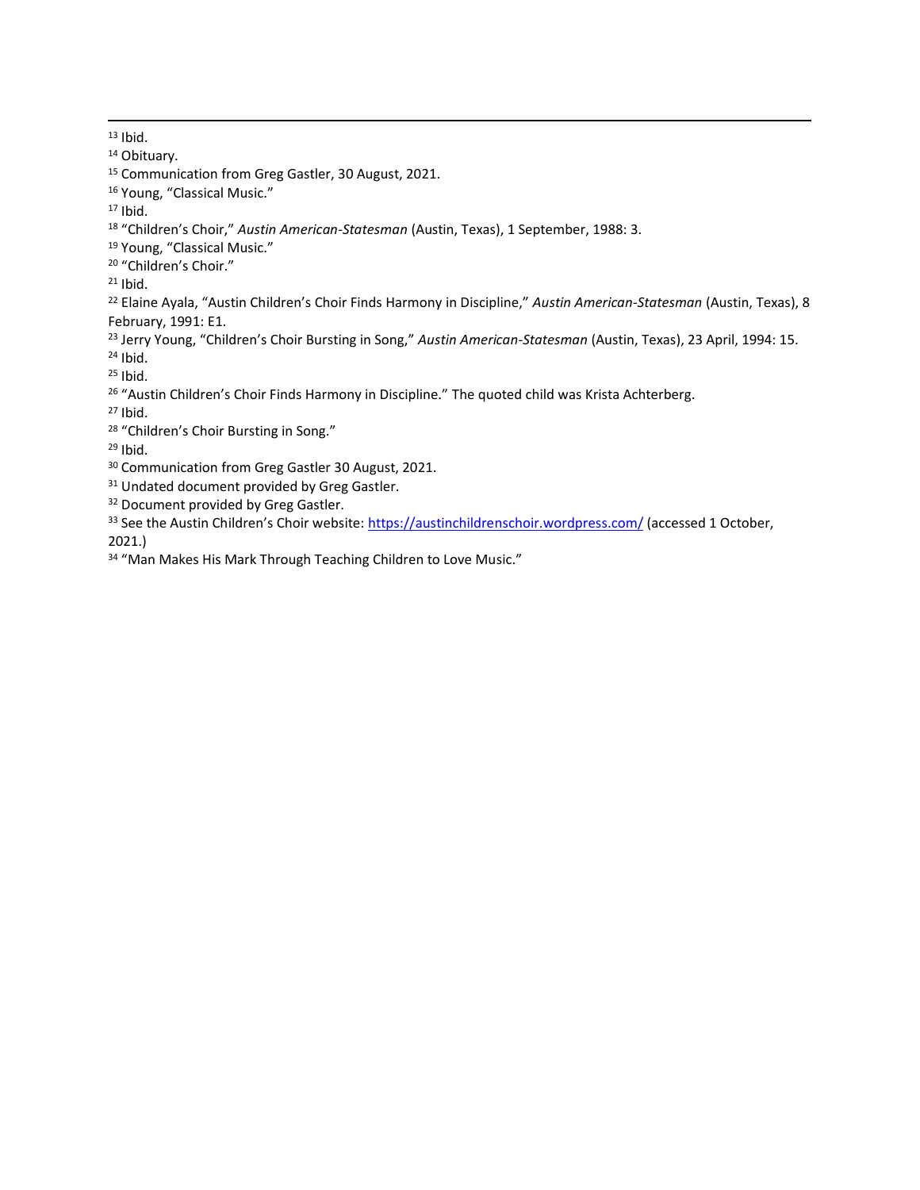[13] Ibid.

[14] Obituary.

[15] Communication from Greg Gastler, 30 August, 2021.

[16] Young, "Classical Music."

[17] Ibid.

[18] "Children's Choir," *Austin American-Statesman* (Austin, Texas), 1 September, 1988: 3.

[19] Young, "Classical Music."

[20] "Children's Choir."

[21] Ibid.

[22] Elaine Ayala, "Austin Children's Choir Finds Harmony in Discipline," *Austin American-Statesman* (Austin, Texas), 8 February, 1991: E1.

[23] Jerry Young, "Children's Choir Bursting in Song," *Austin American-Statesman* (Austin, Texas), 23 April, 1994: 15.

[24] Ibid.

[25] Ibid.

[26] "Austin Children's Choir Finds Harmony in Discipline." The quoted child was Krista Achterberg.

[27] Ibid.

[28] "Children's Choir Bursting in Song."

[29] Ibid.

[30] Communication from Greg Gastler 30 August, 2021.

[31] Undated document provided by Greg Gastler.

[32] Document provided by Greg Gastler.

[33] See the Austin Children's Choir website: https://austinchildrenschoir.wordpress.com/ (accessed 1 October, 2021.)

[34] "Man Makes His Mark Through Teaching Children to Love Music."